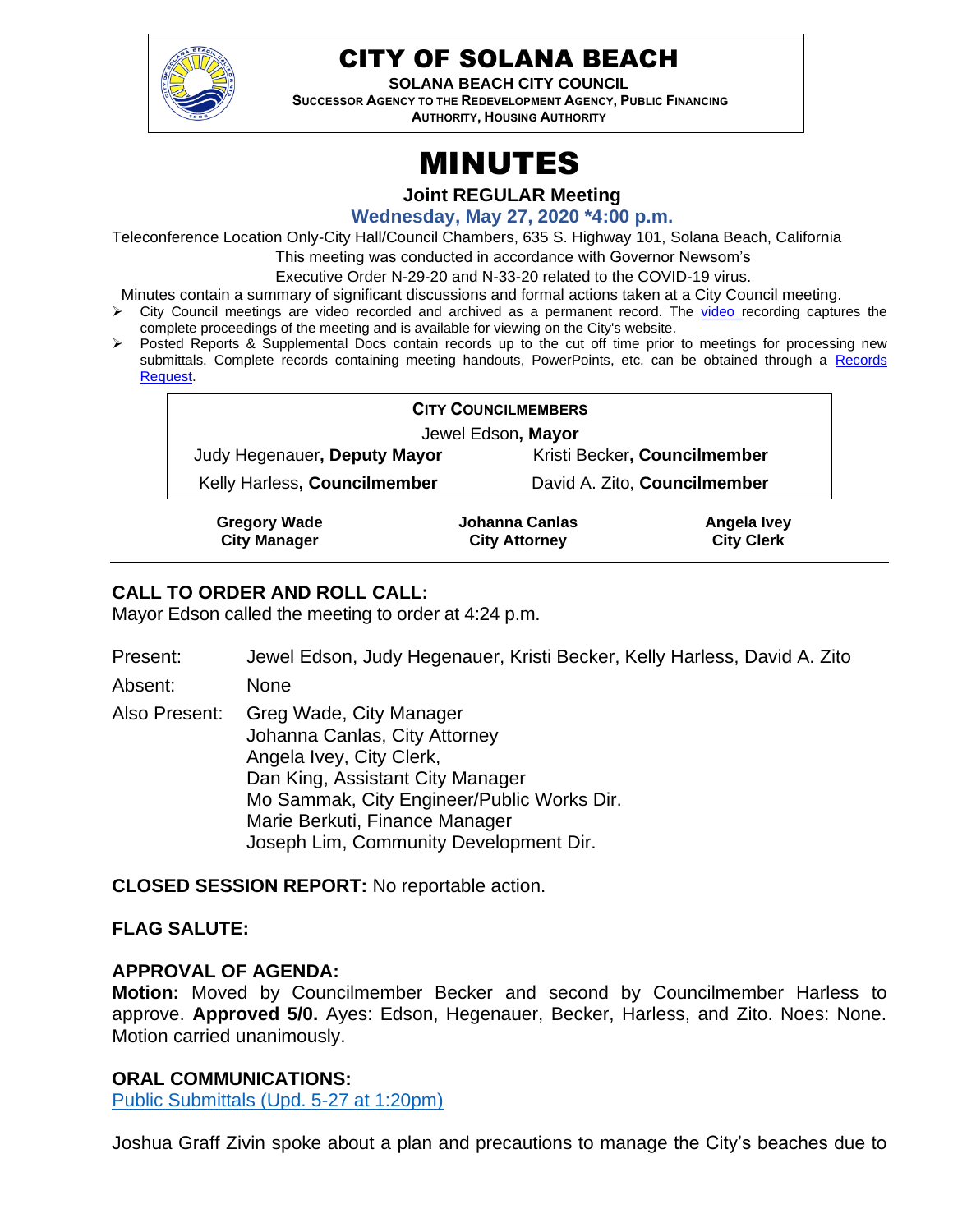# CITY OF SOLANA BEACH

**SOLANA BEACH CITY COUNCIL**
**SUCCESSOR AGENCY TO THE REDEVELOPMENT AGENCY, PUBLIC FINANCING AUTHORITY, HOUSING AUTHORITY**

# MINUTES

### Joint REGULAR Meeting

### Wednesday, May 27, 2020 *4:00 p.m.

Teleconference Location Only-City Hall/Council Chambers, 635 S. Highway 101, Solana Beach, California
This meeting was conducted in accordance with Governor Newsom's
Executive Order N-29-20 and N-33-20 related to the COVID-19 virus.

Minutes contain a summary of significant discussions and formal actions taken at a City Council meeting.

- City Council meetings are video recorded and archived as a permanent record. The video recording captures the complete proceedings of the meeting and is available for viewing on the City's website.
- Posted Reports & Supplemental Docs contain records up to the cut off time prior to meetings for processing new submittals. Complete records containing meeting handouts, PowerPoints, etc. can be obtained through a Records Request.

| CITY COUNCILMEMBERS | |
|---|---|
| Jewel Edson, **Mayor** | |
| Judy Hegenauer**, Deputy Mayor** | Kristi Becker**, Councilmember** |
| Kelly Harless**, Councilmember** | David A. Zito, **Councilmember** |

| **Gregory Wade** **City Manager** | **Johanna Canlas** **City Attorney** | **Angela Ivey** **City Clerk** |
|---|---|---|

## CALL TO ORDER AND ROLL CALL:

Mayor Edson called the meeting to order at 4:24 p.m.

Present: Jewel Edson, Judy Hegenauer, Kristi Becker, Kelly Harless, David A. Zito

Absent: None

Also Present: Greg Wade, City Manager
Johanna Canlas, City Attorney
Angela Ivey, City Clerk,
Dan King, Assistant City Manager
Mo Sammak, City Engineer/Public Works Dir.
Marie Berkuti, Finance Manager
Joseph Lim, Community Development Dir.

**CLOSED SESSION REPORT:** No reportable action.

## FLAG SALUTE:

## APPROVAL OF AGENDA:

**Motion:** Moved by Councilmember Becker and second by Councilmember Harless to approve. **Approved 5/0.** Ayes: Edson, Hegenauer, Becker, Harless, and Zito. Noes: None. Motion carried unanimously.

## ORAL COMMUNICATIONS:

Public Submittals (Upd. 5-27 at 1:20pm)

Joshua Graff Zivin spoke about a plan and precautions to manage the City's beaches due to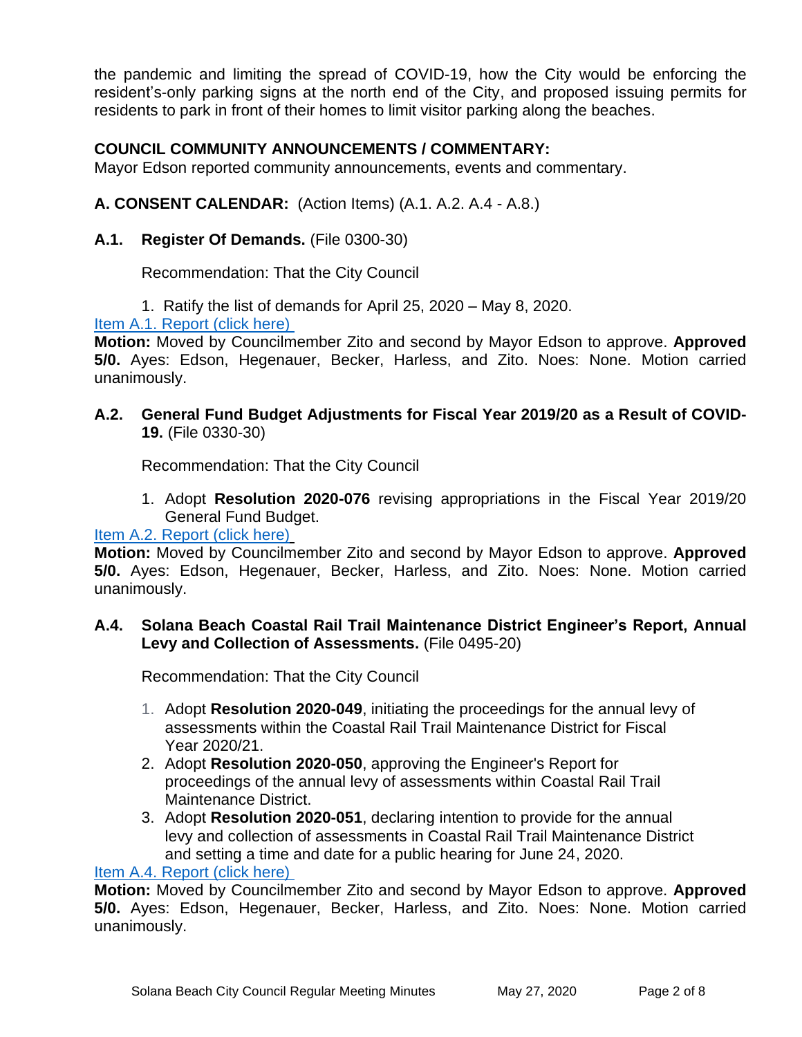the pandemic and limiting the spread of COVID-19, how the City would be enforcing the resident's-only parking signs at the north end of the City, and proposed issuing permits for residents to park in front of their homes to limit visitor parking along the beaches.

**COUNCIL COMMUNITY ANNOUNCEMENTS / COMMENTARY:**
Mayor Edson reported community announcements, events and commentary.

**A. CONSENT CALENDAR:** (Action Items) (A.1. A.2. A.4 - A.8.)

**A.1. Register Of Demands.** (File 0300-30)

Recommendation: That the City Council

1. Ratify the list of demands for April 25, 2020 – May 8, 2020.

Item A.1. Report (click here)

**Motion:** Moved by Councilmember Zito and second by Mayor Edson to approve. **Approved 5/0.** Ayes: Edson, Hegenauer, Becker, Harless, and Zito. Noes: None. Motion carried unanimously.

**A.2. General Fund Budget Adjustments for Fiscal Year 2019/20 as a Result of COVID-19.** (File 0330-30)

Recommendation: That the City Council

1. Adopt **Resolution 2020-076** revising appropriations in the Fiscal Year 2019/20 General Fund Budget.

Item A.2. Report (click here)

**Motion:** Moved by Councilmember Zito and second by Mayor Edson to approve. **Approved 5/0.** Ayes: Edson, Hegenauer, Becker, Harless, and Zito. Noes: None. Motion carried unanimously.

**A.4. Solana Beach Coastal Rail Trail Maintenance District Engineer's Report, Annual Levy and Collection of Assessments.** (File 0495-20)

Recommendation: That the City Council

1. Adopt **Resolution 2020-049**, initiating the proceedings for the annual levy of assessments within the Coastal Rail Trail Maintenance District for Fiscal Year 2020/21.
2. Adopt **Resolution 2020-050**, approving the Engineer's Report for proceedings of the annual levy of assessments within Coastal Rail Trail Maintenance District.
3. Adopt **Resolution 2020-051**, declaring intention to provide for the annual levy and collection of assessments in Coastal Rail Trail Maintenance District and setting a time and date for a public hearing for June 24, 2020.

Item A.4. Report (click here)

**Motion:** Moved by Councilmember Zito and second by Mayor Edson to approve. **Approved 5/0.** Ayes: Edson, Hegenauer, Becker, Harless, and Zito. Noes: None. Motion carried unanimously.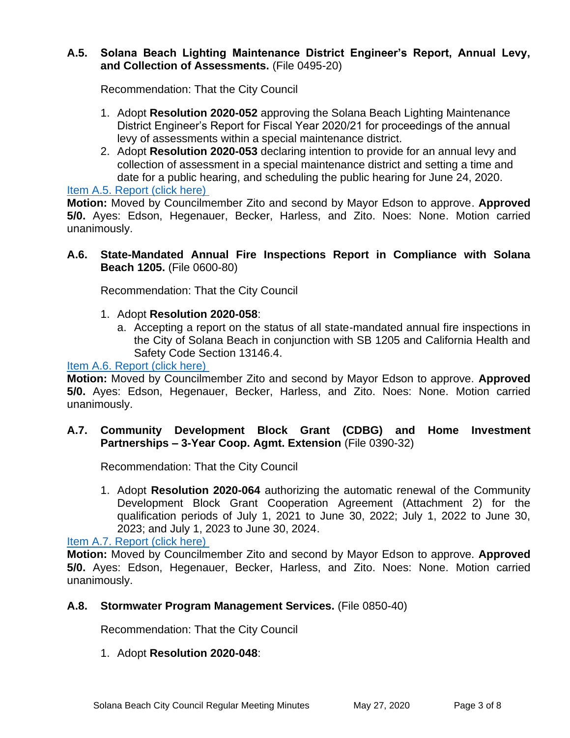**A.5. Solana Beach Lighting Maintenance District Engineer's Report, Annual Levy, and Collection of Assessments.** (File 0495-20)

Recommendation: That the City Council

1. Adopt **Resolution 2020-052** approving the Solana Beach Lighting Maintenance District Engineer's Report for Fiscal Year 2020/21 for proceedings of the annual levy of assessments within a special maintenance district.
2. Adopt **Resolution 2020-053** declaring intention to provide for an annual levy and collection of assessment in a special maintenance district and setting a time and date for a public hearing, and scheduling the public hearing for June 24, 2020.

Item A.5. Report (click here)

**Motion:** Moved by Councilmember Zito and second by Mayor Edson to approve. **Approved 5/0.** Ayes: Edson, Hegenauer, Becker, Harless, and Zito. Noes: None. Motion carried unanimously.

**A.6. State-Mandated Annual Fire Inspections Report in Compliance with Solana Beach 1205.** (File 0600-80)

Recommendation: That the City Council

1. Adopt **Resolution 2020-058**:
   a. Accepting a report on the status of all state-mandated annual fire inspections in the City of Solana Beach in conjunction with SB 1205 and California Health and Safety Code Section 13146.4.

Item A.6. Report (click here)

**Motion:** Moved by Councilmember Zito and second by Mayor Edson to approve. **Approved 5/0.** Ayes: Edson, Hegenauer, Becker, Harless, and Zito. Noes: None. Motion carried unanimously.

**A.7. Community Development Block Grant (CDBG) and Home Investment Partnerships – 3-Year Coop. Agmt. Extension** (File 0390-32)

Recommendation: That the City Council

1. Adopt **Resolution 2020-064** authorizing the automatic renewal of the Community Development Block Grant Cooperation Agreement (Attachment 2) for the qualification periods of July 1, 2021 to June 30, 2022; July 1, 2022 to June 30, 2023; and July 1, 2023 to June 30, 2024.

Item A.7. Report (click here)

**Motion:** Moved by Councilmember Zito and second by Mayor Edson to approve. **Approved 5/0.** Ayes: Edson, Hegenauer, Becker, Harless, and Zito. Noes: None. Motion carried unanimously.

**A.8. Stormwater Program Management Services.** (File 0850-40)

Recommendation: That the City Council

1. Adopt **Resolution 2020-048**: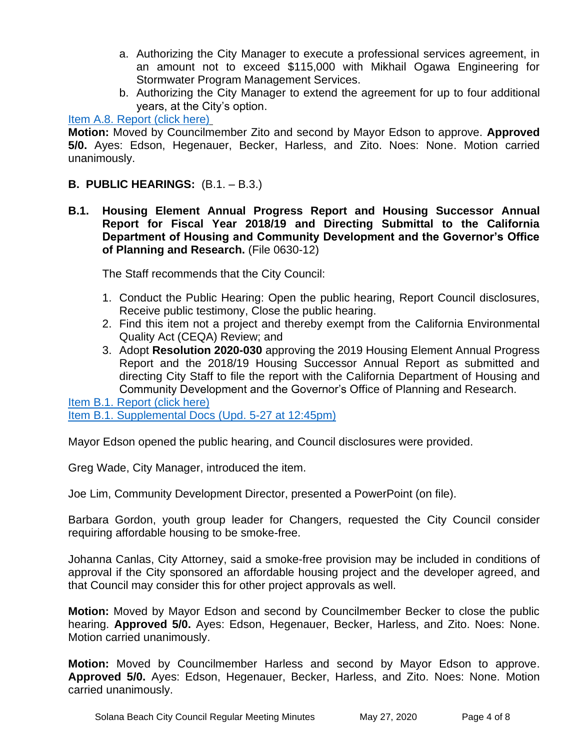a. Authorizing the City Manager to execute a professional services agreement, in an amount not to exceed $115,000 with Mikhail Ogawa Engineering for Stormwater Program Management Services.
b. Authorizing the City Manager to extend the agreement for up to four additional years, at the City's option.

Item A.8. Report (click here)

**Motion:** Moved by Councilmember Zito and second by Mayor Edson to approve. **Approved 5/0.** Ayes: Edson, Hegenauer, Becker, Harless, and Zito. Noes: None. Motion carried unanimously.

**B. PUBLIC HEARINGS:** (B.1. – B.3.)

**B.1. Housing Element Annual Progress Report and Housing Successor Annual Report for Fiscal Year 2018/19 and Directing Submittal to the California Department of Housing and Community Development and the Governor's Office of Planning and Research.** (File 0630-12)

The Staff recommends that the City Council:

1. Conduct the Public Hearing: Open the public hearing, Report Council disclosures, Receive public testimony, Close the public hearing.
2. Find this item not a project and thereby exempt from the California Environmental Quality Act (CEQA) Review; and
3. Adopt **Resolution 2020-030** approving the 2019 Housing Element Annual Progress Report and the 2018/19 Housing Successor Annual Report as submitted and directing City Staff to file the report with the California Department of Housing and Community Development and the Governor's Office of Planning and Research.

Item B.1. Report (click here)
Item B.1. Supplemental Docs (Upd. 5-27 at 12:45pm)

Mayor Edson opened the public hearing, and Council disclosures were provided.

Greg Wade, City Manager, introduced the item.

Joe Lim, Community Development Director, presented a PowerPoint (on file).

Barbara Gordon, youth group leader for Changers, requested the City Council consider requiring affordable housing to be smoke-free.

Johanna Canlas, City Attorney, said a smoke-free provision may be included in conditions of approval if the City sponsored an affordable housing project and the developer agreed, and that Council may consider this for other project approvals as well.

**Motion:** Moved by Mayor Edson and second by Councilmember Becker to close the public hearing. **Approved 5/0.** Ayes: Edson, Hegenauer, Becker, Harless, and Zito. Noes: None. Motion carried unanimously.

**Motion:** Moved by Councilmember Harless and second by Mayor Edson to approve. **Approved 5/0.** Ayes: Edson, Hegenauer, Becker, Harless, and Zito. Noes: None. Motion carried unanimously.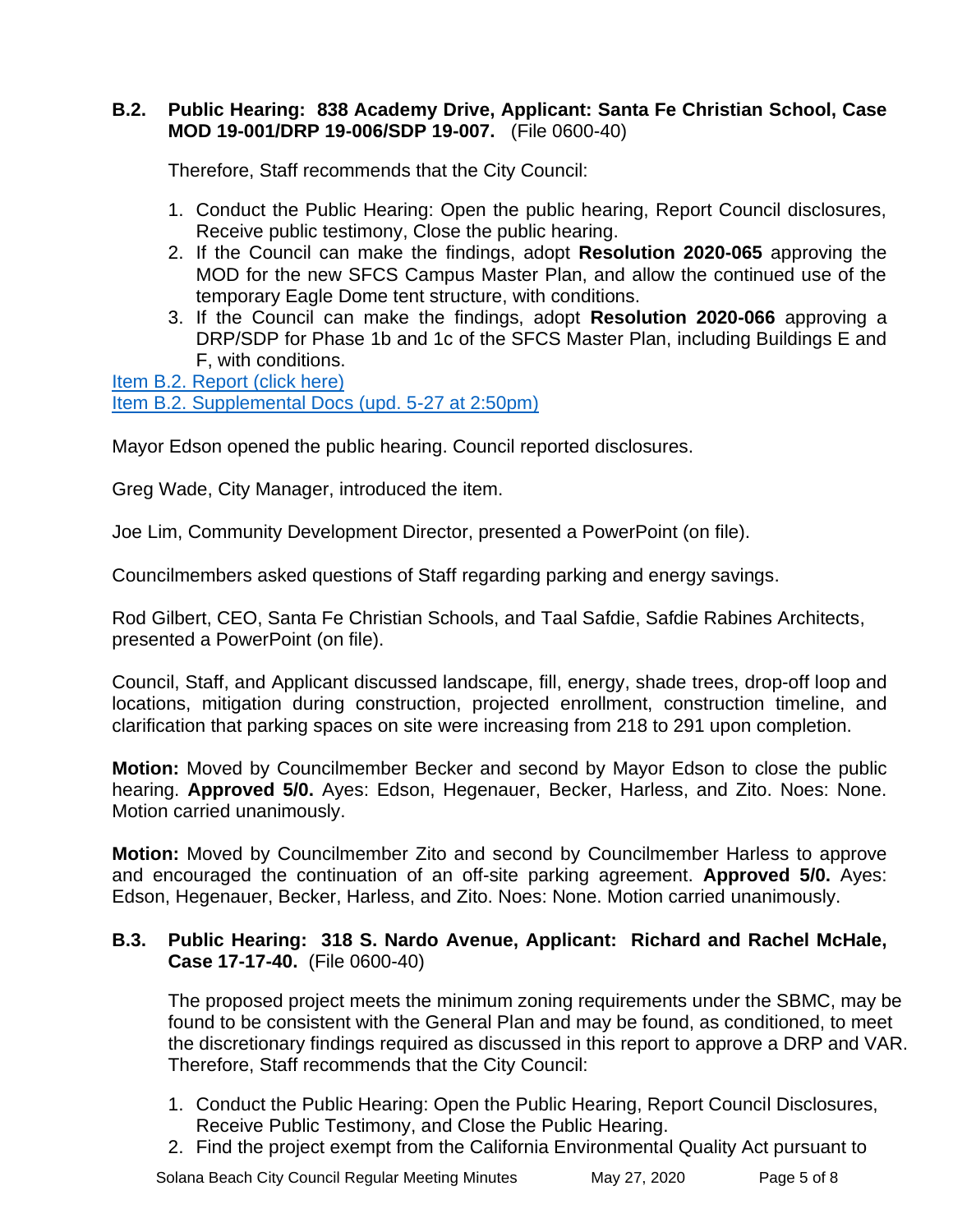**B.2. Public Hearing: 838 Academy Drive, Applicant: Santa Fe Christian School, Case MOD 19-001/DRP 19-006/SDP 19-007.** (File 0600-40)

Therefore, Staff recommends that the City Council:

1. Conduct the Public Hearing: Open the public hearing, Report Council disclosures, Receive public testimony, Close the public hearing.
2. If the Council can make the findings, adopt **Resolution 2020-065** approving the MOD for the new SFCS Campus Master Plan, and allow the continued use of the temporary Eagle Dome tent structure, with conditions.
3. If the Council can make the findings, adopt **Resolution 2020-066** approving a DRP/SDP for Phase 1b and 1c of the SFCS Master Plan, including Buildings E and F, with conditions.

Item B.2. Report (click here)
Item B.2. Supplemental Docs (upd. 5-27 at 2:50pm)

Mayor Edson opened the public hearing. Council reported disclosures.

Greg Wade, City Manager, introduced the item.

Joe Lim, Community Development Director, presented a PowerPoint (on file).

Councilmembers asked questions of Staff regarding parking and energy savings.

Rod Gilbert, CEO, Santa Fe Christian Schools, and Taal Safdie, Safdie Rabines Architects, presented a PowerPoint (on file).

Council, Staff, and Applicant discussed landscape, fill, energy, shade trees, drop-off loop and locations, mitigation during construction, projected enrollment, construction timeline, and clarification that parking spaces on site were increasing from 218 to 291 upon completion.

**Motion:** Moved by Councilmember Becker and second by Mayor Edson to close the public hearing. **Approved 5/0.** Ayes: Edson, Hegenauer, Becker, Harless, and Zito. Noes: None. Motion carried unanimously.

**Motion:** Moved by Councilmember Zito and second by Councilmember Harless to approve and encouraged the continuation of an off-site parking agreement. **Approved 5/0.** Ayes: Edson, Hegenauer, Becker, Harless, and Zito. Noes: None. Motion carried unanimously.

**B.3. Public Hearing: 318 S. Nardo Avenue, Applicant: Richard and Rachel McHale, Case 17-17-40.** (File 0600-40)

The proposed project meets the minimum zoning requirements under the SBMC, may be found to be consistent with the General Plan and may be found, as conditioned, to meet the discretionary findings required as discussed in this report to approve a DRP and VAR. Therefore, Staff recommends that the City Council:

1. Conduct the Public Hearing: Open the Public Hearing, Report Council Disclosures, Receive Public Testimony, and Close the Public Hearing.
2. Find the project exempt from the California Environmental Quality Act pursuant to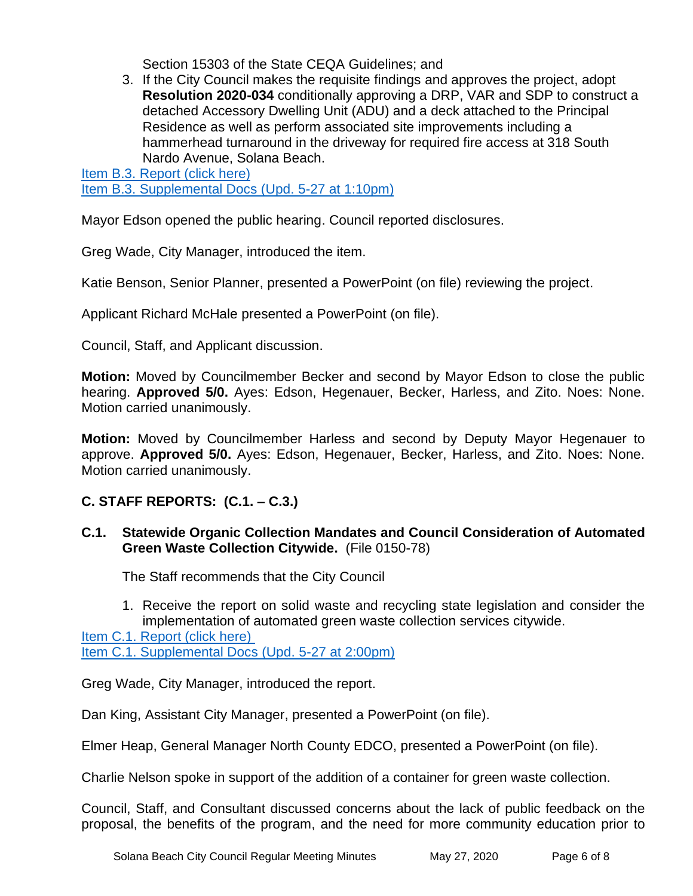Section 15303 of the State CEQA Guidelines; and

3. If the City Council makes the requisite findings and approves the project, adopt **Resolution 2020-034** conditionally approving a DRP, VAR and SDP to construct a detached Accessory Dwelling Unit (ADU) and a deck attached to the Principal Residence as well as perform associated site improvements including a hammerhead turnaround in the driveway for required fire access at 318 South Nardo Avenue, Solana Beach.

Item B.3. Report (click here)
Item B.3. Supplemental Docs (Upd. 5-27 at 1:10pm)

Mayor Edson opened the public hearing. Council reported disclosures.

Greg Wade, City Manager, introduced the item.

Katie Benson, Senior Planner, presented a PowerPoint (on file) reviewing the project.

Applicant Richard McHale presented a PowerPoint (on file).

Council, Staff, and Applicant discussion.

**Motion:** Moved by Councilmember Becker and second by Mayor Edson to close the public hearing. **Approved 5/0.** Ayes: Edson, Hegenauer, Becker, Harless, and Zito. Noes: None. Motion carried unanimously.

**Motion:** Moved by Councilmember Harless and second by Deputy Mayor Hegenauer to approve. **Approved 5/0.** Ayes: Edson, Hegenauer, Becker, Harless, and Zito. Noes: None. Motion carried unanimously.

## C. STAFF REPORTS: (C.1. – C.3.)

### C.1. Statewide Organic Collection Mandates and Council Consideration of Automated Green Waste Collection Citywide. (File 0150-78)

The Staff recommends that the City Council

1. Receive the report on solid waste and recycling state legislation and consider the implementation of automated green waste collection services citywide.

Item C.1. Report (click here)
Item C.1. Supplemental Docs (Upd. 5-27 at 2:00pm)

Greg Wade, City Manager, introduced the report.

Dan King, Assistant City Manager, presented a PowerPoint (on file).

Elmer Heap, General Manager North County EDCO, presented a PowerPoint (on file).

Charlie Nelson spoke in support of the addition of a container for green waste collection.

Council, Staff, and Consultant discussed concerns about the lack of public feedback on the proposal, the benefits of the program, and the need for more community education prior to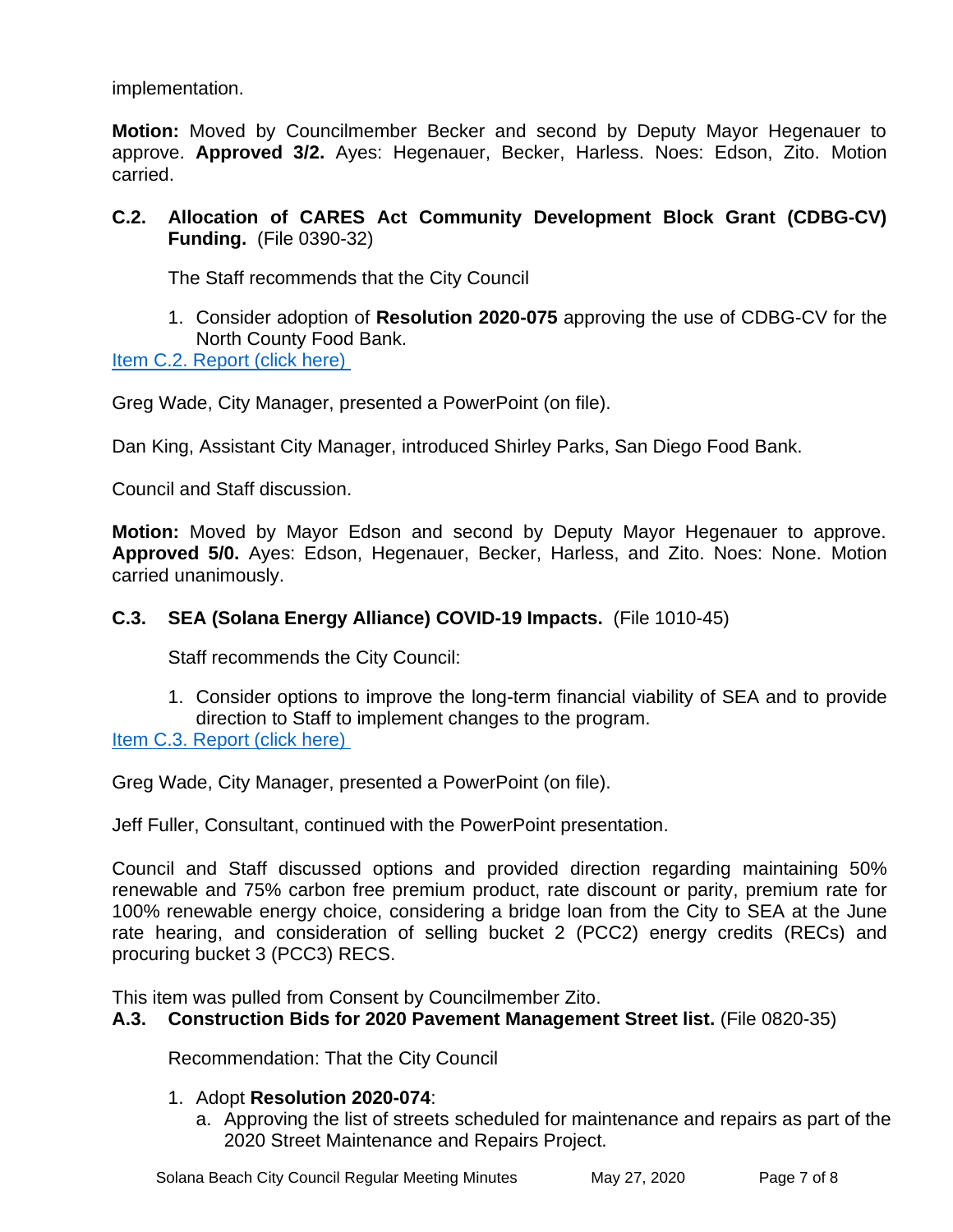implementation.

**Motion:** Moved by Councilmember Becker and second by Deputy Mayor Hegenauer to approve. **Approved 3/2.** Ayes: Hegenauer, Becker, Harless. Noes: Edson, Zito. Motion carried.

### C.2. Allocation of CARES Act Community Development Block Grant (CDBG-CV) Funding. (File 0390-32)

The Staff recommends that the City Council

1. Consider adoption of **Resolution 2020-075** approving the use of CDBG-CV for the North County Food Bank.

Item C.2. Report (click here)

Greg Wade, City Manager, presented a PowerPoint (on file).

Dan King, Assistant City Manager, introduced Shirley Parks, San Diego Food Bank.

Council and Staff discussion.

**Motion:** Moved by Mayor Edson and second by Deputy Mayor Hegenauer to approve. **Approved 5/0.** Ayes: Edson, Hegenauer, Becker, Harless, and Zito. Noes: None. Motion carried unanimously.

### C.3. SEA (Solana Energy Alliance) COVID-19 Impacts. (File 1010-45)

Staff recommends the City Council:

1. Consider options to improve the long-term financial viability of SEA and to provide direction to Staff to implement changes to the program.

Item C.3. Report (click here)

Greg Wade, City Manager, presented a PowerPoint (on file).

Jeff Fuller, Consultant, continued with the PowerPoint presentation.

Council and Staff discussed options and provided direction regarding maintaining 50% renewable and 75% carbon free premium product, rate discount or parity, premium rate for 100% renewable energy choice, considering a bridge loan from the City to SEA at the June rate hearing, and consideration of selling bucket 2 (PCC2) energy credits (RECs) and procuring bucket 3 (PCC3) RECS.

This item was pulled from Consent by Councilmember Zito.

### A.3. Construction Bids for 2020 Pavement Management Street list. (File 0820-35)

Recommendation: That the City Council

1. Adopt **Resolution 2020-074**:
   a. Approving the list of streets scheduled for maintenance and repairs as part of the 2020 Street Maintenance and Repairs Project.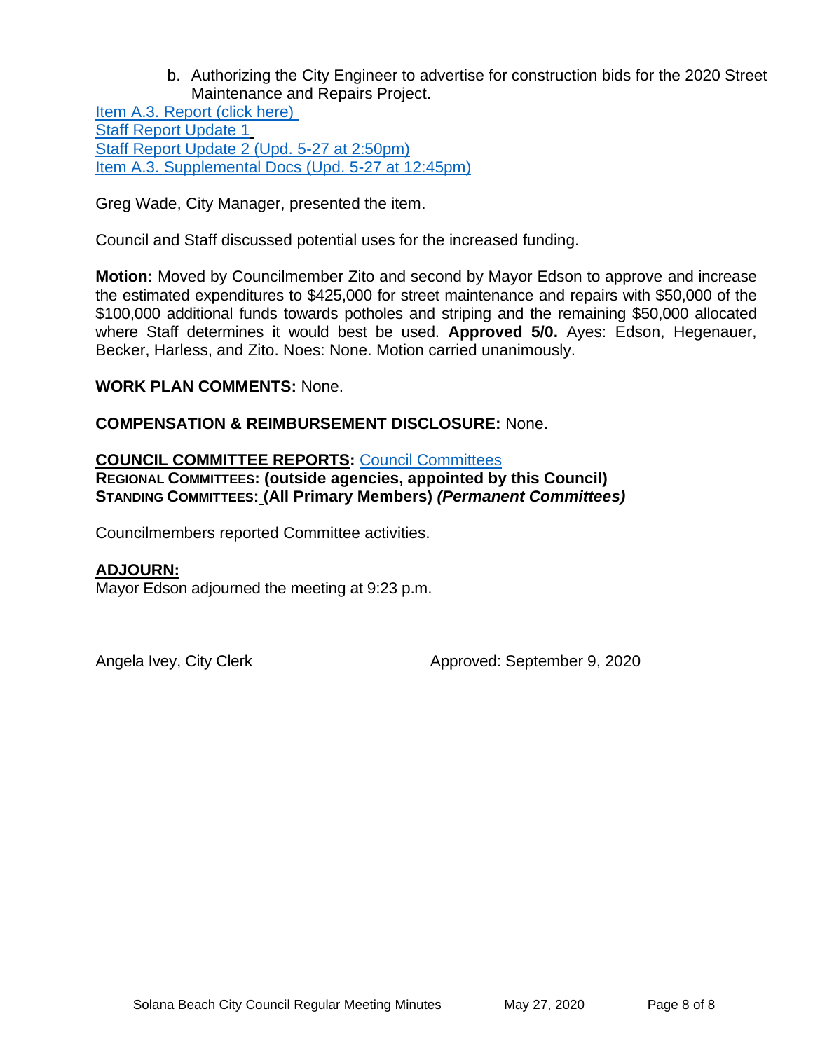b. Authorizing the City Engineer to advertise for construction bids for the 2020 Street Maintenance and Repairs Project.

Item A.3. Report (click here)
Staff Report Update 1
Staff Report Update 2 (Upd. 5-27 at 2:50pm)
Item A.3. Supplemental Docs (Upd. 5-27 at 12:45pm)

Greg Wade, City Manager, presented the item.

Council and Staff discussed potential uses for the increased funding.

**Motion:** Moved by Councilmember Zito and second by Mayor Edson to approve and increase the estimated expenditures to $425,000 for street maintenance and repairs with $50,000 of the $100,000 additional funds towards potholes and striping and the remaining $50,000 allocated where Staff determines it would best be used. **Approved 5/0.** Ayes: Edson, Hegenauer, Becker, Harless, and Zito. Noes: None. Motion carried unanimously.

**WORK PLAN COMMENTS:** None.

**COMPENSATION & REIMBURSEMENT DISCLOSURE:** None.

**COUNCIL COMMITTEE REPORTS:** Council Committees
**REGIONAL COMMITTEES: (outside agencies, appointed by this Council)**
**STANDING COMMITTEES: (All Primary Members)** ***(Permanent Committees)***

Councilmembers reported Committee activities.

**ADJOURN:**
Mayor Edson adjourned the meeting at 9:23 p.m.

Angela Ivey, City Clerk

Approved: September 9, 2020